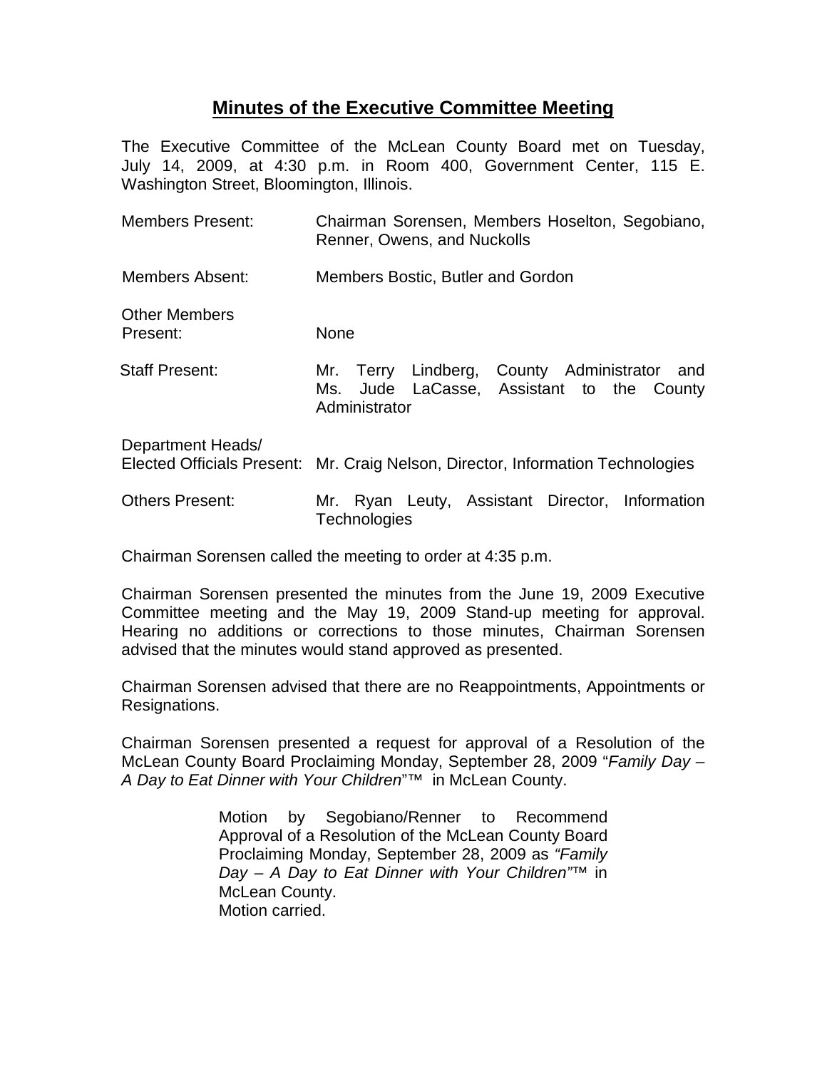# Minutes of the Executive Committee Meeting

The Executive Committee of the McLean County Board met on Tuesday, July 14, 2009, at 4:30 p.m. in Room 400, Government Center, 115 E. Washington Street, Bloomington, Illinois.

| | |
|---|---|
| Members Present: | Chairman Sorensen, Members Hoselton, Segobiano, Renner, Owens, and Nuckolls |
| Members Absent: | Members Bostic, Butler and Gordon |
| Other Members Present: | None |
| Staff Present: | Mr. Terry Lindberg, County Administrator and Ms. Jude LaCasse, Assistant to the County Administrator |
| Department Heads/ Elected Officials Present: | Mr. Craig Nelson, Director, Information Technologies |
| Others Present: | Mr. Ryan Leuty, Assistant Director, Information Technologies |

Chairman Sorensen called the meeting to order at 4:35 p.m.

Chairman Sorensen presented the minutes from the June 19, 2009 Executive Committee meeting and the May 19, 2009 Stand-up meeting for approval. Hearing no additions or corrections to those minutes, Chairman Sorensen advised that the minutes would stand approved as presented.

Chairman Sorensen advised that there are no Reappointments, Appointments or Resignations.

Chairman Sorensen presented a request for approval of a Resolution of the McLean County Board Proclaiming Monday, September 28, 2009 "*Family Day – A Day to Eat Dinner with Your Children*"™ in McLean County.

> Motion by Segobiano/Renner to Recommend Approval of a Resolution of the McLean County Board Proclaiming Monday, September 28, 2009 as *"Family Day – A Day to Eat Dinner with Your Children"*™ in McLean County.
> Motion carried.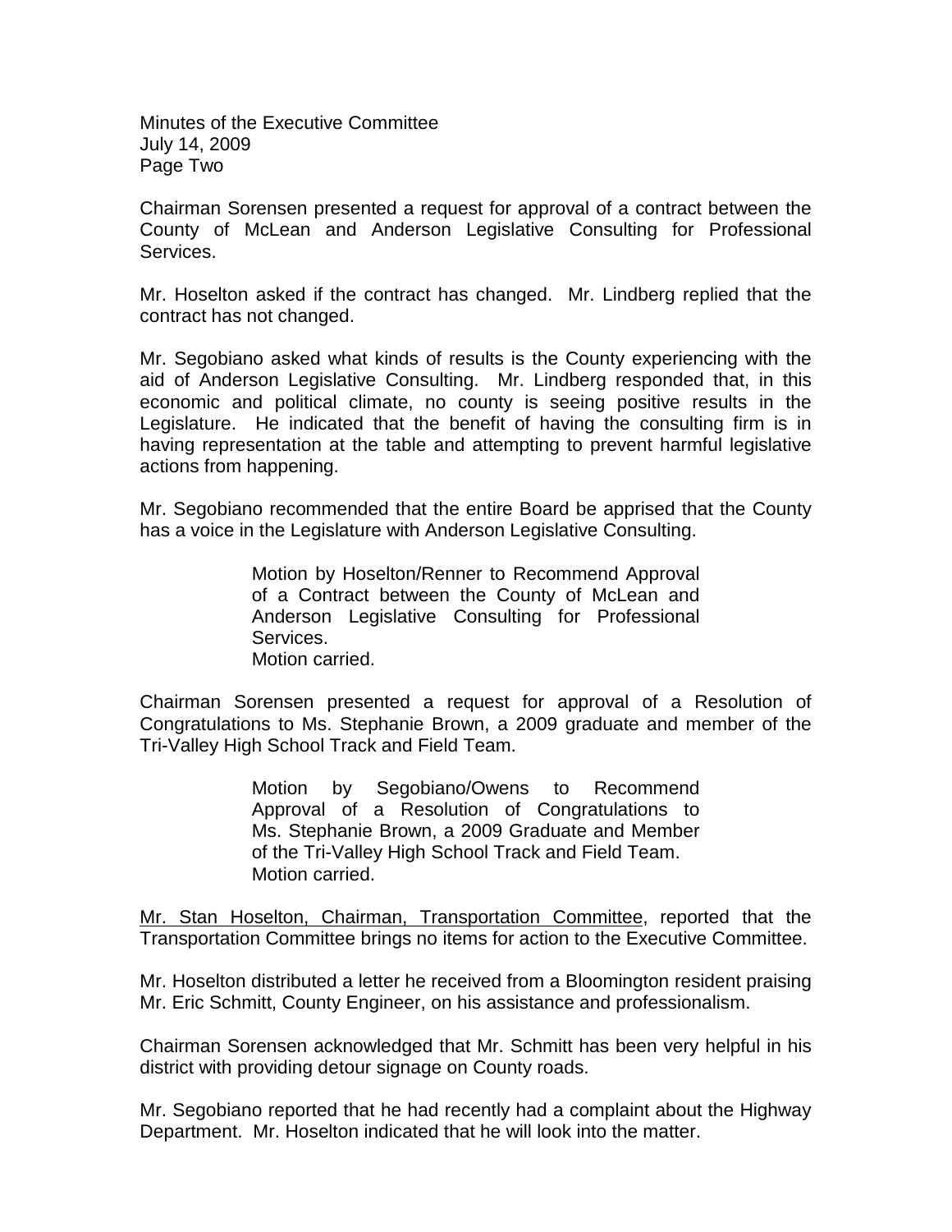Chairman Sorensen presented a request for approval of a contract between the County of McLean and Anderson Legislative Consulting for Professional Services.

Mr. Hoselton asked if the contract has changed. Mr. Lindberg replied that the contract has not changed.

Mr. Segobiano asked what kinds of results is the County experiencing with the aid of Anderson Legislative Consulting. Mr. Lindberg responded that, in this economic and political climate, no county is seeing positive results in the Legislature. He indicated that the benefit of having the consulting firm is in having representation at the table and attempting to prevent harmful legislative actions from happening.

Mr. Segobiano recommended that the entire Board be apprised that the County has a voice in the Legislature with Anderson Legislative Consulting.

> Motion by Hoselton/Renner to Recommend Approval of a Contract between the County of McLean and Anderson Legislative Consulting for Professional Services.
> Motion carried.

Chairman Sorensen presented a request for approval of a Resolution of Congratulations to Ms. Stephanie Brown, a 2009 graduate and member of the Tri-Valley High School Track and Field Team.

> Motion by Segobiano/Owens to Recommend Approval of a Resolution of Congratulations to Ms. Stephanie Brown, a 2009 Graduate and Member of the Tri-Valley High School Track and Field Team.
> Motion carried.

Mr. Stan Hoselton, Chairman, Transportation Committee, reported that the Transportation Committee brings no items for action to the Executive Committee.

Mr. Hoselton distributed a letter he received from a Bloomington resident praising Mr. Eric Schmitt, County Engineer, on his assistance and professionalism.

Chairman Sorensen acknowledged that Mr. Schmitt has been very helpful in his district with providing detour signage on County roads.

Mr. Segobiano reported that he had recently had a complaint about the Highway Department. Mr. Hoselton indicated that he will look into the matter.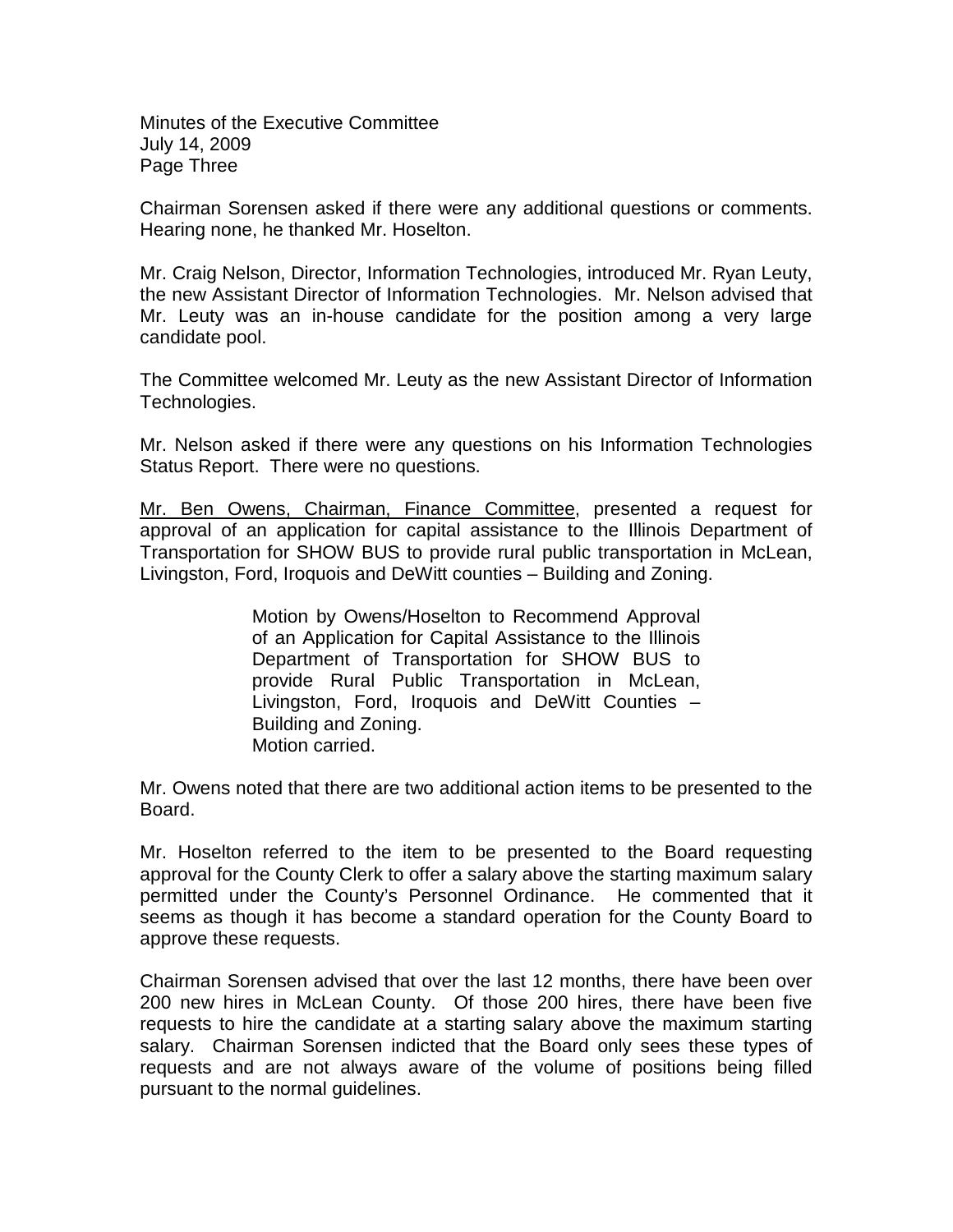Minutes of the Executive Committee
July 14, 2009
Page Three

Chairman Sorensen asked if there were any additional questions or comments. Hearing none, he thanked Mr. Hoselton.

Mr. Craig Nelson, Director, Information Technologies, introduced Mr. Ryan Leuty, the new Assistant Director of Information Technologies. Mr. Nelson advised that Mr. Leuty was an in-house candidate for the position among a very large candidate pool.

The Committee welcomed Mr. Leuty as the new Assistant Director of Information Technologies.

Mr. Nelson asked if there were any questions on his Information Technologies Status Report. There were no questions.

Mr. Ben Owens, Chairman, Finance Committee, presented a request for approval of an application for capital assistance to the Illinois Department of Transportation for SHOW BUS to provide rural public transportation in McLean, Livingston, Ford, Iroquois and DeWitt counties – Building and Zoning.

> Motion by Owens/Hoselton to Recommend Approval of an Application for Capital Assistance to the Illinois Department of Transportation for SHOW BUS to provide Rural Public Transportation in McLean, Livingston, Ford, Iroquois and DeWitt Counties – Building and Zoning.
> Motion carried.

Mr. Owens noted that there are two additional action items to be presented to the Board.

Mr. Hoselton referred to the item to be presented to the Board requesting approval for the County Clerk to offer a salary above the starting maximum salary permitted under the County's Personnel Ordinance. He commented that it seems as though it has become a standard operation for the County Board to approve these requests.

Chairman Sorensen advised that over the last 12 months, there have been over 200 new hires in McLean County. Of those 200 hires, there have been five requests to hire the candidate at a starting salary above the maximum starting salary. Chairman Sorensen indicted that the Board only sees these types of requests and are not always aware of the volume of positions being filled pursuant to the normal guidelines.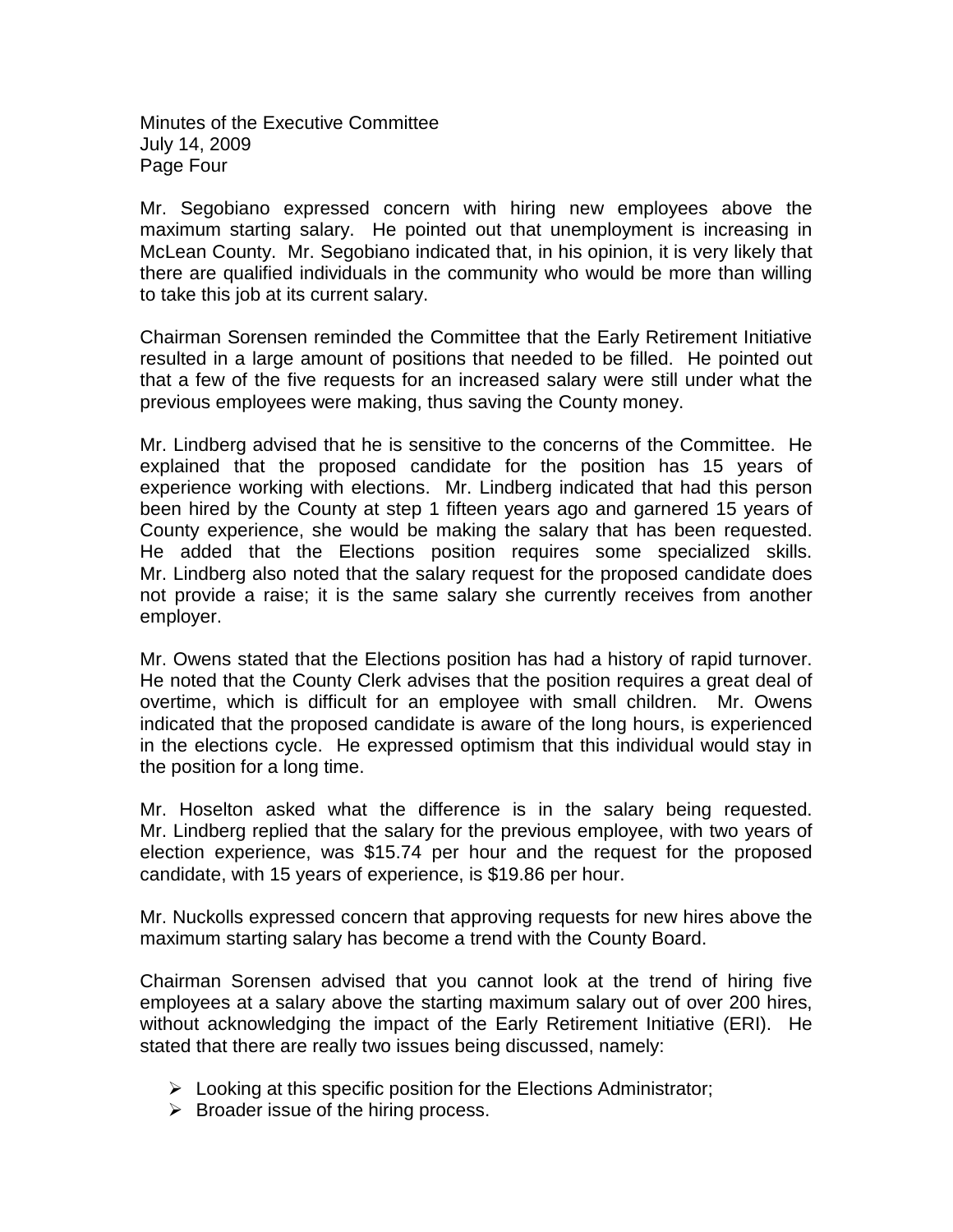Mr. Segobiano expressed concern with hiring new employees above the maximum starting salary. He pointed out that unemployment is increasing in McLean County. Mr. Segobiano indicated that, in his opinion, it is very likely that there are qualified individuals in the community who would be more than willing to take this job at its current salary.

Chairman Sorensen reminded the Committee that the Early Retirement Initiative resulted in a large amount of positions that needed to be filled. He pointed out that a few of the five requests for an increased salary were still under what the previous employees were making, thus saving the County money.

Mr. Lindberg advised that he is sensitive to the concerns of the Committee. He explained that the proposed candidate for the position has 15 years of experience working with elections. Mr. Lindberg indicated that had this person been hired by the County at step 1 fifteen years ago and garnered 15 years of County experience, she would be making the salary that has been requested. He added that the Elections position requires some specialized skills. Mr. Lindberg also noted that the salary request for the proposed candidate does not provide a raise; it is the same salary she currently receives from another employer.

Mr. Owens stated that the Elections position has had a history of rapid turnover. He noted that the County Clerk advises that the position requires a great deal of overtime, which is difficult for an employee with small children. Mr. Owens indicated that the proposed candidate is aware of the long hours, is experienced in the elections cycle. He expressed optimism that this individual would stay in the position for a long time.

Mr. Hoselton asked what the difference is in the salary being requested. Mr. Lindberg replied that the salary for the previous employee, with two years of election experience, was $15.74 per hour and the request for the proposed candidate, with 15 years of experience, is $19.86 per hour.

Mr. Nuckolls expressed concern that approving requests for new hires above the maximum starting salary has become a trend with the County Board.

Chairman Sorensen advised that you cannot look at the trend of hiring five employees at a salary above the starting maximum salary out of over 200 hires, without acknowledging the impact of the Early Retirement Initiative (ERI). He stated that there are really two issues being discussed, namely:

- Looking at this specific position for the Elections Administrator;
- Broader issue of the hiring process.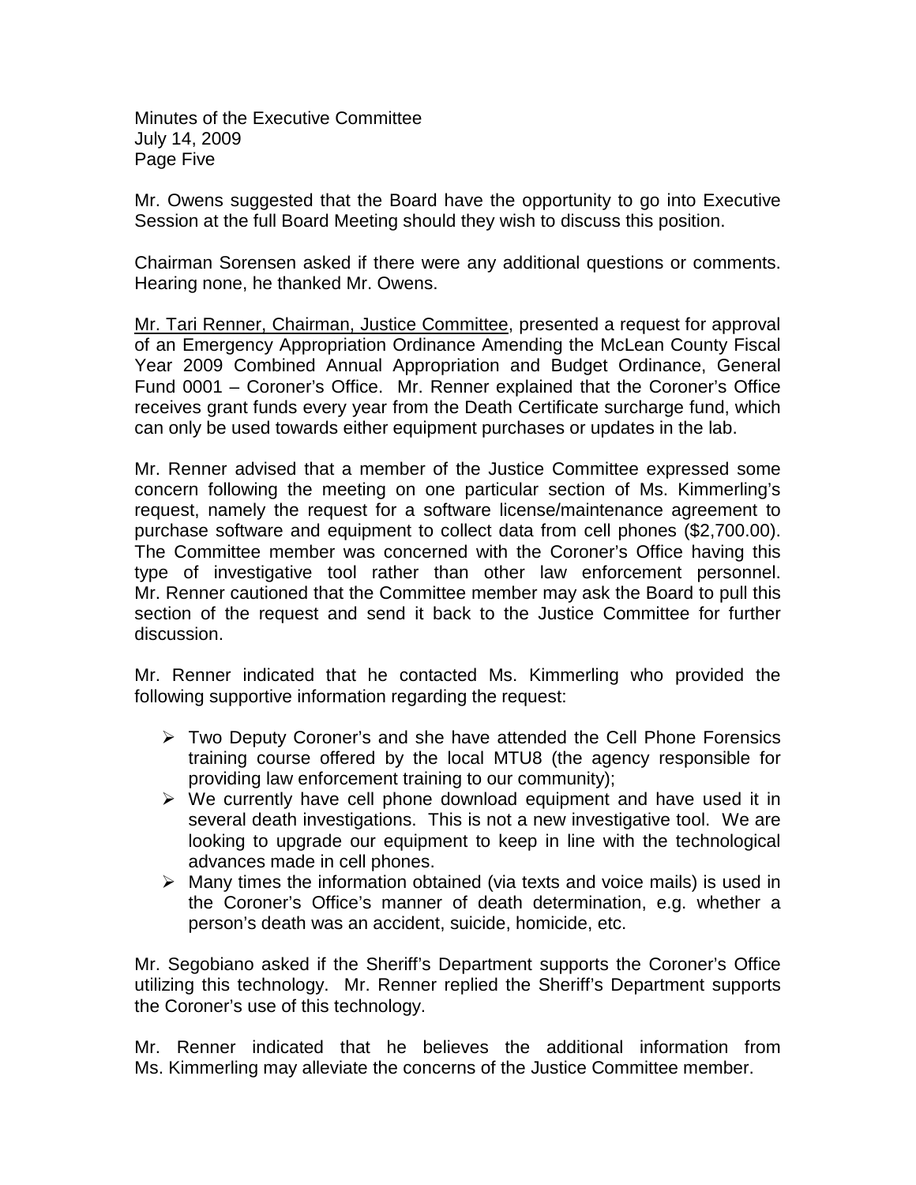Mr. Owens suggested that the Board have the opportunity to go into Executive Session at the full Board Meeting should they wish to discuss this position.

Chairman Sorensen asked if there were any additional questions or comments. Hearing none, he thanked Mr. Owens.

Mr. Tari Renner, Chairman, Justice Committee, presented a request for approval of an Emergency Appropriation Ordinance Amending the McLean County Fiscal Year 2009 Combined Annual Appropriation and Budget Ordinance, General Fund 0001 – Coroner's Office. Mr. Renner explained that the Coroner's Office receives grant funds every year from the Death Certificate surcharge fund, which can only be used towards either equipment purchases or updates in the lab.

Mr. Renner advised that a member of the Justice Committee expressed some concern following the meeting on one particular section of Ms. Kimmerling's request, namely the request for a software license/maintenance agreement to purchase software and equipment to collect data from cell phones ($2,700.00). The Committee member was concerned with the Coroner's Office having this type of investigative tool rather than other law enforcement personnel. Mr. Renner cautioned that the Committee member may ask the Board to pull this section of the request and send it back to the Justice Committee for further discussion.

Mr. Renner indicated that he contacted Ms. Kimmerling who provided the following supportive information regarding the request:

- Two Deputy Coroner's and she have attended the Cell Phone Forensics training course offered by the local MTU8 (the agency responsible for providing law enforcement training to our community);
- We currently have cell phone download equipment and have used it in several death investigations. This is not a new investigative tool. We are looking to upgrade our equipment to keep in line with the technological advances made in cell phones.
- Many times the information obtained (via texts and voice mails) is used in the Coroner's Office's manner of death determination, e.g. whether a person's death was an accident, suicide, homicide, etc.

Mr. Segobiano asked if the Sheriff's Department supports the Coroner's Office utilizing this technology. Mr. Renner replied the Sheriff's Department supports the Coroner's use of this technology.

Mr. Renner indicated that he believes the additional information from Ms. Kimmerling may alleviate the concerns of the Justice Committee member.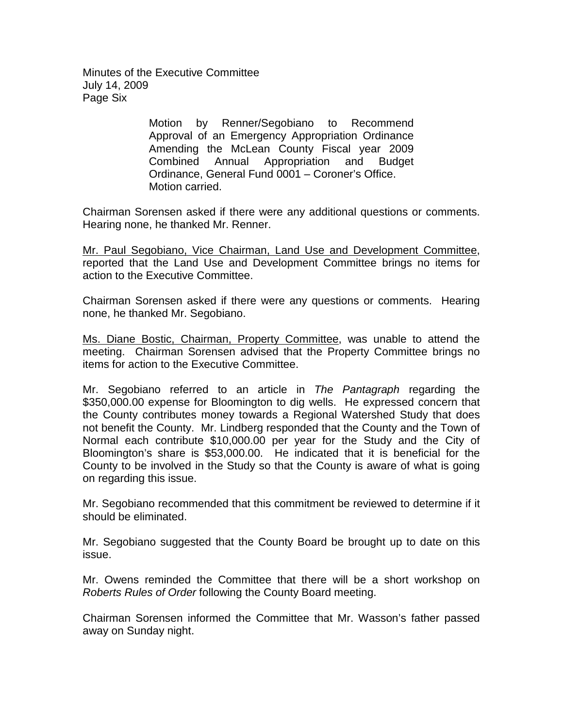Motion by Renner/Segobiano to Recommend Approval of an Emergency Appropriation Ordinance Amending the McLean County Fiscal year 2009 Combined Annual Appropriation and Budget Ordinance, General Fund 0001 – Coroner's Office. Motion carried.

Chairman Sorensen asked if there were any additional questions or comments. Hearing none, he thanked Mr. Renner.

Mr. Paul Segobiano, Vice Chairman, Land Use and Development Committee, reported that the Land Use and Development Committee brings no items for action to the Executive Committee.

Chairman Sorensen asked if there were any questions or comments. Hearing none, he thanked Mr. Segobiano.

Ms. Diane Bostic, Chairman, Property Committee, was unable to attend the meeting. Chairman Sorensen advised that the Property Committee brings no items for action to the Executive Committee.

Mr. Segobiano referred to an article in *The Pantagraph* regarding the $350,000.00 expense for Bloomington to dig wells. He expressed concern that the County contributes money towards a Regional Watershed Study that does not benefit the County. Mr. Lindberg responded that the County and the Town of Normal each contribute $10,000.00 per year for the Study and the City of Bloomington's share is $53,000.00. He indicated that it is beneficial for the County to be involved in the Study so that the County is aware of what is going on regarding this issue.

Mr. Segobiano recommended that this commitment be reviewed to determine if it should be eliminated.

Mr. Segobiano suggested that the County Board be brought up to date on this issue.

Mr. Owens reminded the Committee that there will be a short workshop on *Roberts Rules of Order* following the County Board meeting.

Chairman Sorensen informed the Committee that Mr. Wasson's father passed away on Sunday night.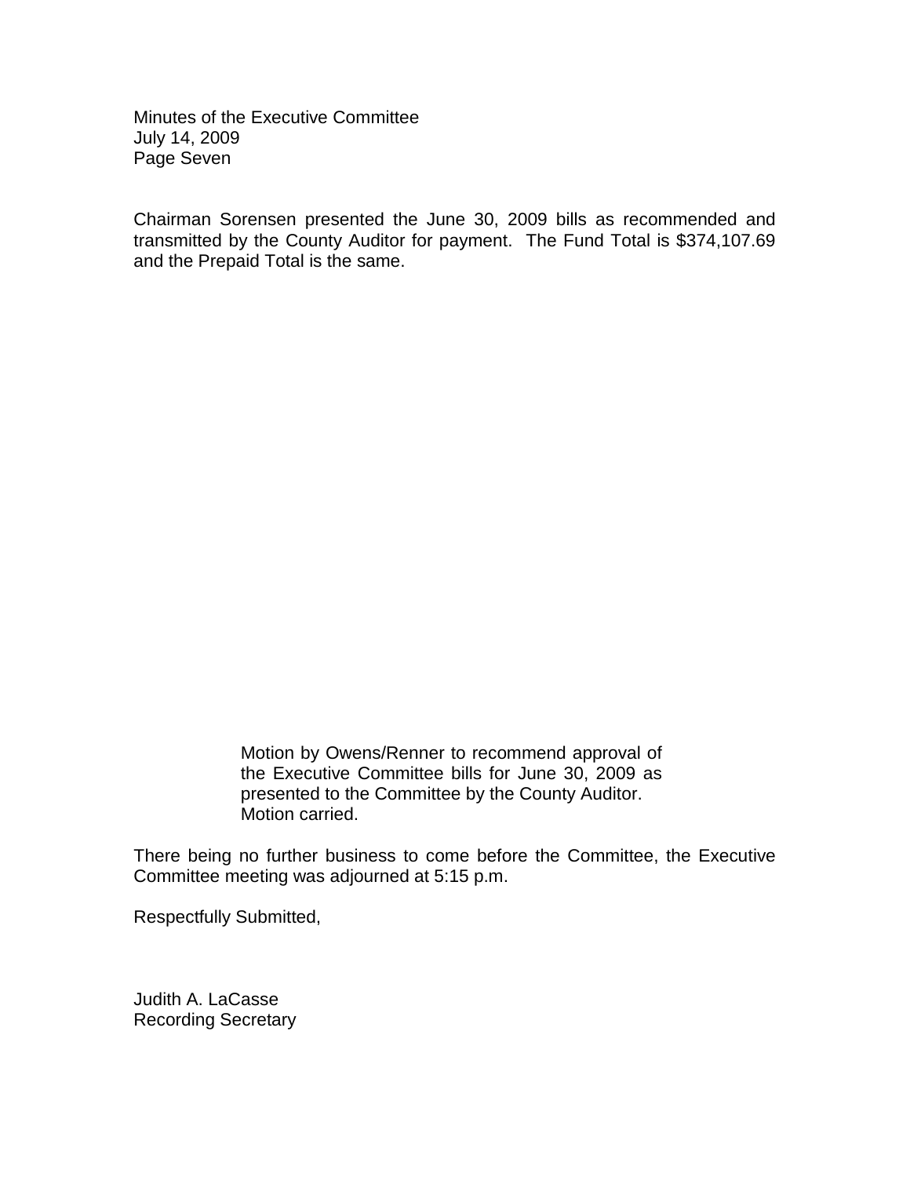Chairman Sorensen presented the June 30, 2009 bills as recommended and transmitted by the County Auditor for payment. The Fund Total is $374,107.69 and the Prepaid Total is the same.

> Motion by Owens/Renner to recommend approval of the Executive Committee bills for June 30, 2009 as presented to the Committee by the County Auditor. Motion carried.

There being no further business to come before the Committee, the Executive Committee meeting was adjourned at 5:15 p.m.

Respectfully Submitted,

Judith A. LaCasse
Recording Secretary